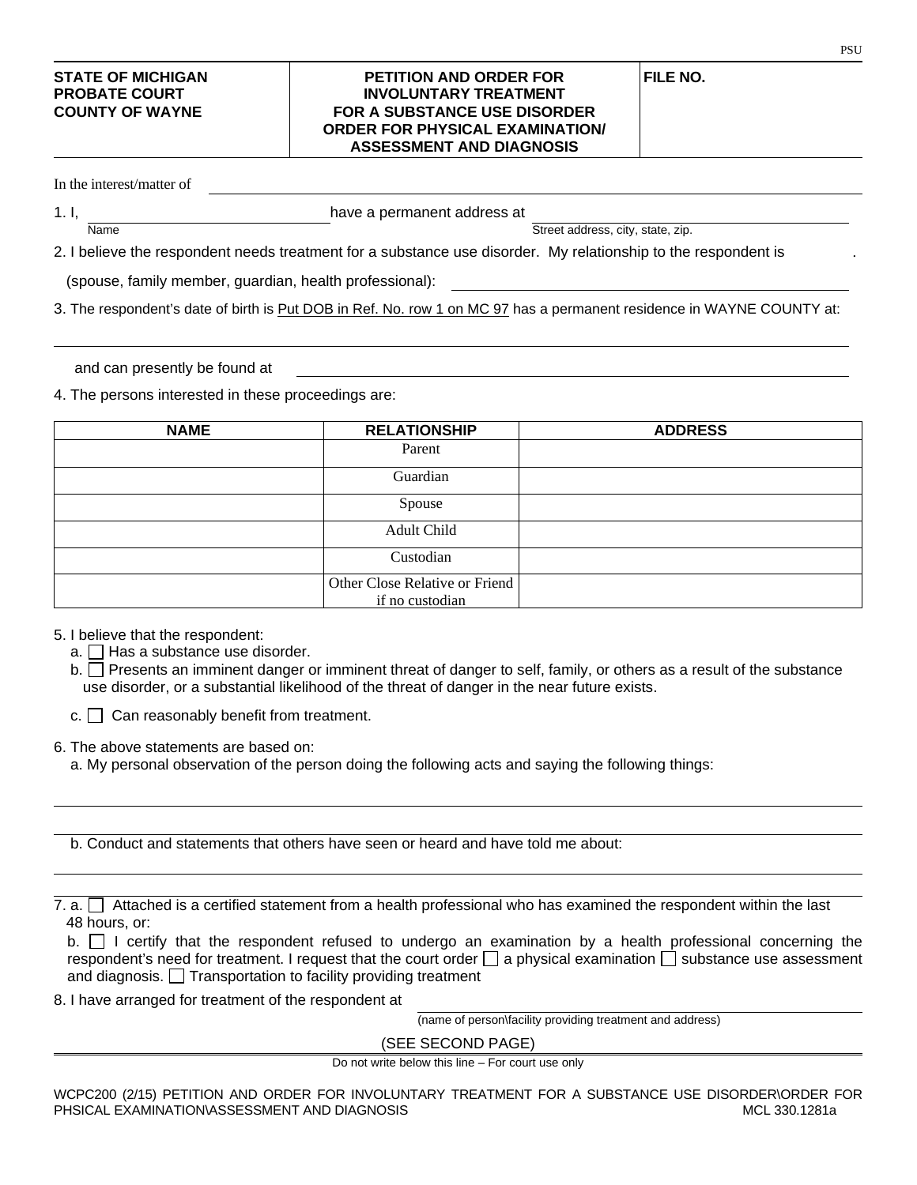PSU

| STATE OF MICHIGAN<br>PROBATE COURT<br>COUNTY OF WAYNE | PETITION AND ORDER FOR INVOLUNTARY TREATMENT FOR A SUBSTANCE USE DISORDER ORDER FOR PHYSICAL EXAMINATION/ ASSESSMENT AND DIAGNOSIS | FILE NO. |
|---|---|---|

In the interest/matter of \_\_\_\_\_\_\_\_\_\_\_\_\_\_\_\_\_\_\_\_\_\_\_\_\_\_\_\_\_\_\_\_\_\_\_\_\_\_\_\_

1. I, \_\_\_\_\_\_\_\_\_\_\_\_\_\_\_\_\_\_\_\_\_\_\_\_ have a permanent address at \_\_\_\_\_\_\_\_\_\_\_\_\_\_\_\_\_\_\_\_\_\_\_\_
   Name | Street address, city, state, zip.

2. I believe the respondent needs treatment for a substance use disorder. My relationship to the respondent is .

   (spouse, family member, guardian, health professional): \_\_\_\_\_\_\_\_\_\_\_\_\_\_\_\_\_\_\_\_\_\_\_\_

3. The respondent's date of birth is Put DOB in Ref. No. row 1 on MC 97 has a permanent residence in WAYNE COUNTY at:

   \_\_\_\_\_\_\_\_\_\_\_\_\_\_\_\_\_\_\_\_\_\_\_\_\_\_\_\_\_\_\_\_\_\_\_\_\_\_\_\_

   and can presently be found at \_\_\_\_\_\_\_\_\_\_\_\_\_\_\_\_\_\_\_\_\_\_\_\_\_\_\_\_\_\_\_\_\_\_\_\_\_\_\_\_

4. The persons interested in these proceedings are:

| NAME | RELATIONSHIP | ADDRESS |
|---|---|---|
| | Parent | |
| | Guardian | |
| | Spouse | |
| | Adult Child | |
| | Custodian | |
| | Other Close Relative or Friend if no custodian | |

5. I believe that the respondent:
   a. ☐ Has a substance use disorder.
   b. ☐ Presents an imminent danger or imminent threat of danger to self, family, or others as a result of the substance use disorder, or a substantial likelihood of the threat of danger in the near future exists.
   c. ☐ Can reasonably benefit from treatment.

6. The above statements are based on:
   a. My personal observation of the person doing the following acts and saying the following things:

   \_\_\_\_\_\_\_\_\_\_\_\_\_\_\_\_\_\_\_\_\_\_\_\_\_\_\_\_\_\_\_\_\_\_\_\_\_\_\_\_

   b. Conduct and statements that others have seen or heard and have told me about:

   \_\_\_\_\_\_\_\_\_\_\_\_\_\_\_\_\_\_\_\_\_\_\_\_\_\_\_\_\_\_\_\_\_\_\_\_\_\_\_\_

7. a. ☐ Attached is a certified statement from a health professional who has examined the respondent within the last 48 hours, or:
   b. ☐ I certify that the respondent refused to undergo an examination by a health professional concerning the respondent's need for treatment. I request that the court order ☐ a physical examination ☐ substance use assessment and diagnosis. ☐ Transportation to facility providing treatment

8. I have arranged for treatment of the respondent at \_\_\_\_\_\_\_\_\_\_\_\_\_\_\_\_\_\_\_\_\_\_\_\_
   (name of person\facility providing treatment and address)

(SEE SECOND PAGE)

Do not write below this line – For court use only

WCPC200 (2/15) PETITION AND ORDER FOR INVOLUNTARY TREATMENT FOR A SUBSTANCE USE DISORDER\ORDER FOR PHSICAL EXAMINATION\ASSESSMENT AND DIAGNOSIS MCL 330.1281a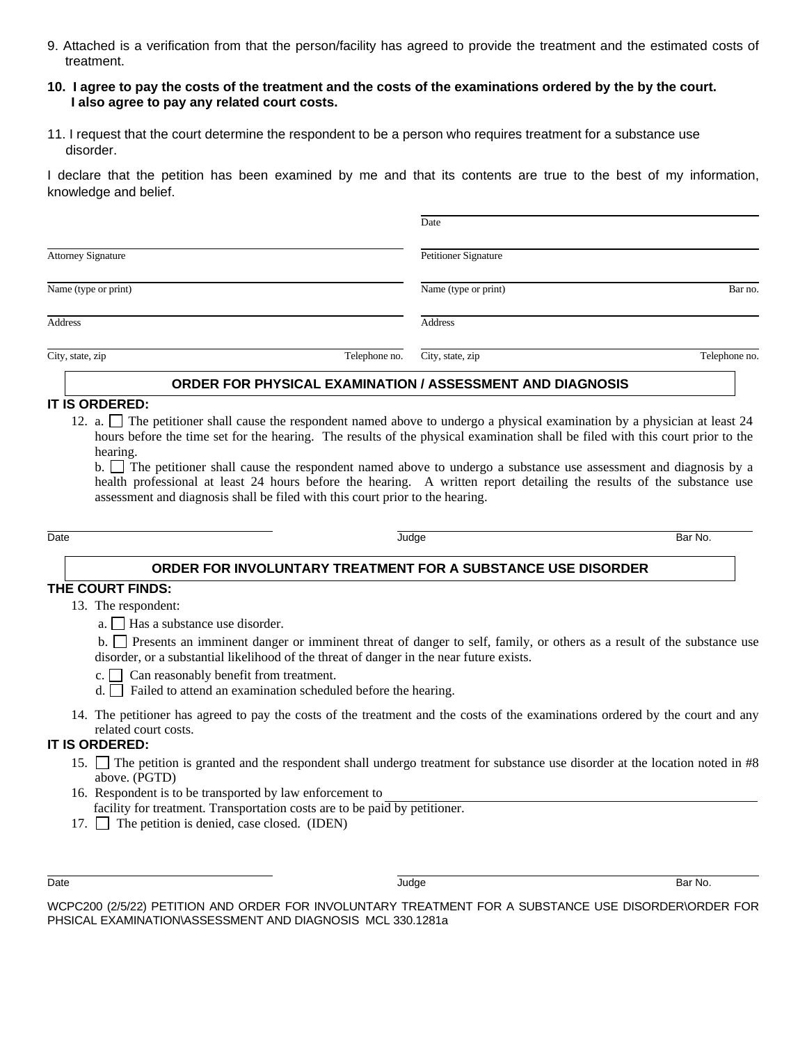9. Attached is a verification from that the person/facility has agreed to provide the treatment and the estimated costs of treatment.

**10. I agree to pay the costs of the treatment and the costs of the examinations ordered by the by the court. I also agree to pay any related court costs.**

11. I request that the court determine the respondent to be a person who requires treatment for a substance use disorder.

I declare that the petition has been examined by me and that its contents are true to the best of my information, knowledge and belief.

| | |
|---|---|
| | Date |
| Attorney Signature | Petitioner Signature |
| Name (type or print) | Name (type or print) Bar no. |
| Address | Address |
| City, state, zip Telephone no. | City, state, zip Telephone no. |

## ORDER FOR PHYSICAL EXAMINATION / ASSESSMENT AND DIAGNOSIS

**IT IS ORDERED:**

12. a. ☐ The petitioner shall cause the respondent named above to undergo a physical examination by a physician at least 24 hours before the time set for the hearing. The results of the physical examination shall be filed with this court prior to the hearing.
    b. ☐ The petitioner shall cause the respondent named above to undergo a substance use assessment and diagnosis by a health professional at least 24 hours before the hearing. A written report detailing the results of the substance use assessment and diagnosis shall be filed with this court prior to the hearing.

| | | |
|---|---|---|
| Date | Judge | Bar No. |

## ORDER FOR INVOLUNTARY TREATMENT FOR A SUBSTANCE USE DISORDER

**THE COURT FINDS:**

13. The respondent:
    a. ☐ Has a substance use disorder.
    b. ☐ Presents an imminent danger or imminent threat of danger to self, family, or others as a result of the substance use disorder, or a substantial likelihood of the threat of danger in the near future exists.
    c. ☐ Can reasonably benefit from treatment.
    d. ☐ Failed to attend an examination scheduled before the hearing.

14. The petitioner has agreed to pay the costs of the treatment and the costs of the examinations ordered by the court and any related court costs.

**IT IS ORDERED:**

15. ☐ The petition is granted and the respondent shall undergo treatment for substance use disorder at the location noted in #8 above. (PGTD)
16. Respondent is to be transported by law enforcement to \_\_\_\_\_\_\_\_\_\_\_\_\_\_\_\_\_\_\_\_\_\_\_\_ facility for treatment. Transportation costs are to be paid by petitioner.
17. ☐ The petition is denied, case closed. (IDEN)

| | | |
|---|---|---|
| Date | Judge | Bar No. |

WCPC200 (2/5/22) PETITION AND ORDER FOR INVOLUNTARY TREATMENT FOR A SUBSTANCE USE DISORDER\ORDER FOR PHSICAL EXAMINATION\ASSESSMENT AND DIAGNOSIS MCL 330.1281a